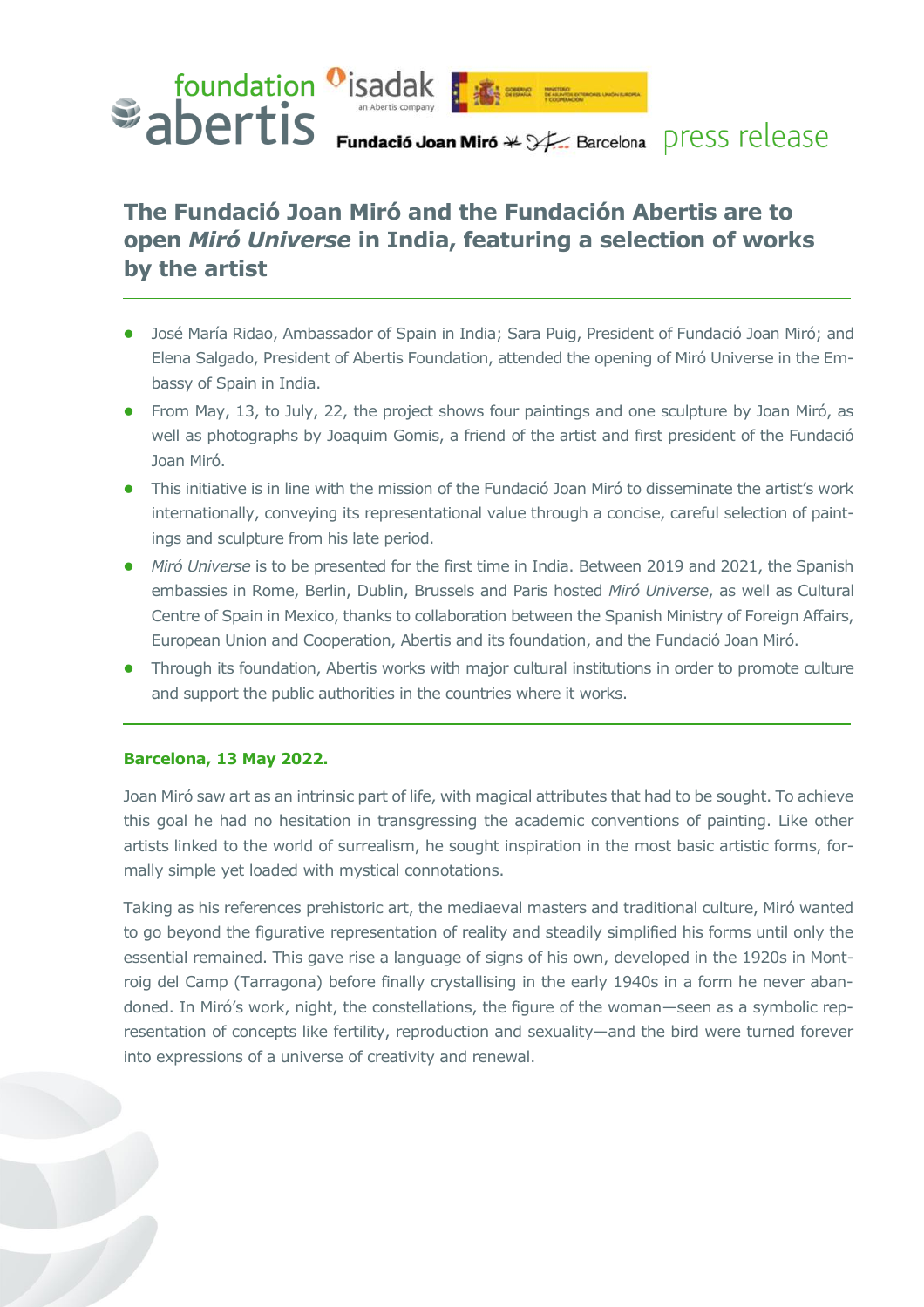foundation abertis · isadak an Abertis company · Gobierno de España, Ministerio de Asuntos Exteriores, Unión Europea y Cooperación · Fundació Joan Miró Barcelona

press release

# The Fundació Joan Miró and the Fundación Abertis are to open *Miró Universe* in India, featuring a selection of works by the artist

- José María Ridao, Ambassador of Spain in India; Sara Puig, President of Fundació Joan Miró; and Elena Salgado, President of Abertis Foundation, attended the opening of Miró Universe in the Embassy of Spain in India.
- From May, 13, to July, 22, the project shows four paintings and one sculpture by Joan Miró, as well as photographs by Joaquim Gomis, a friend of the artist and first president of the Fundació Joan Miró.
- This initiative is in line with the mission of the Fundació Joan Miró to disseminate the artist's work internationally, conveying its representational value through a concise, careful selection of paintings and sculpture from his late period.
- *Miró Universe* is to be presented for the first time in India. Between 2019 and 2021, the Spanish embassies in Rome, Berlin, Dublin, Brussels and Paris hosted *Miró Universe*, as well as Cultural Centre of Spain in Mexico, thanks to collaboration between the Spanish Ministry of Foreign Affairs, European Union and Cooperation, Abertis and its foundation, and the Fundació Joan Miró.
- Through its foundation, Abertis works with major cultural institutions in order to promote culture and support the public authorities in the countries where it works.

**Barcelona, 13 May 2022.**

Joan Miró saw art as an intrinsic part of life, with magical attributes that had to be sought. To achieve this goal he had no hesitation in transgressing the academic conventions of painting. Like other artists linked to the world of surrealism, he sought inspiration in the most basic artistic forms, formally simple yet loaded with mystical connotations.

Taking as his references prehistoric art, the mediaeval masters and traditional culture, Miró wanted to go beyond the figurative representation of reality and steadily simplified his forms until only the essential remained. This gave rise a language of signs of his own, developed in the 1920s in Mont-roig del Camp (Tarragona) before finally crystallising in the early 1940s in a form he never abandoned. In Miró's work, night, the constellations, the figure of the woman—seen as a symbolic representation of concepts like fertility, reproduction and sexuality—and the bird were turned forever into expressions of a universe of creativity and renewal.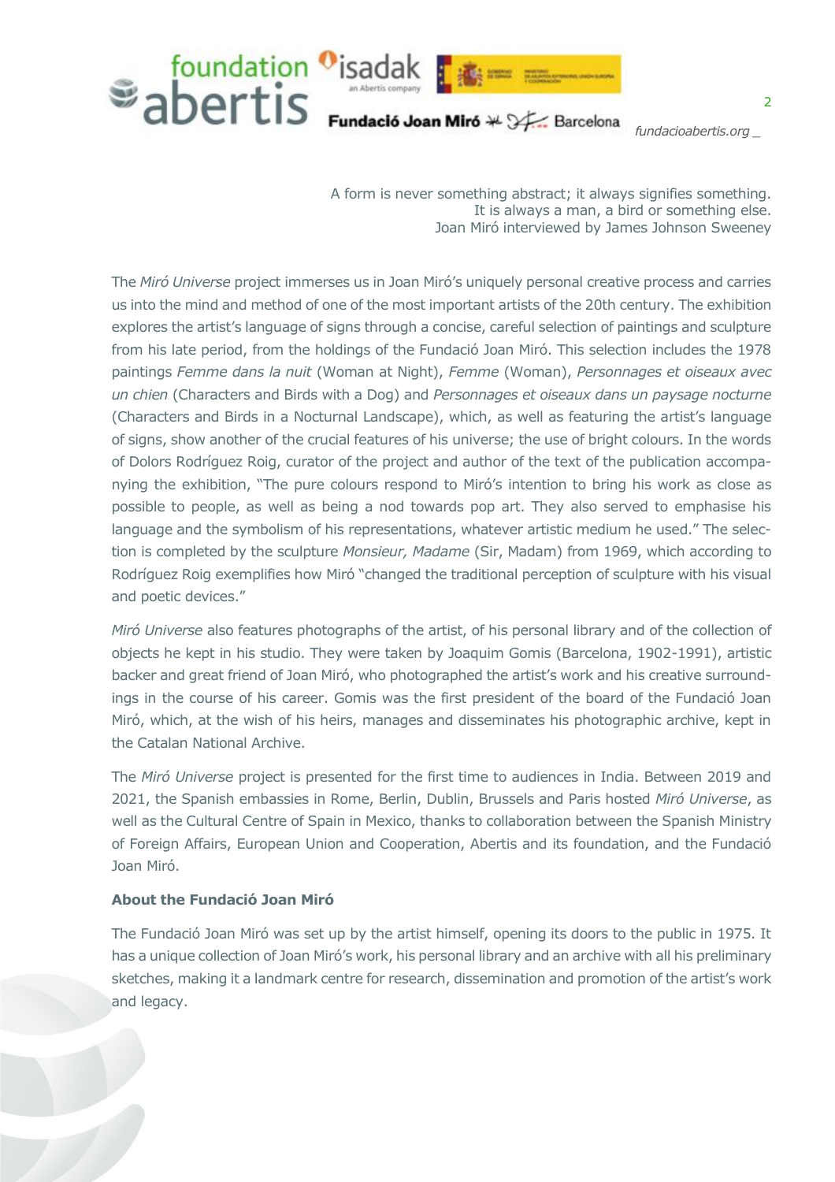A form is never something abstract; it always signifies something.
It is always a man, a bird or something else.
Joan Miró interviewed by James Johnson Sweeney

The *Miró Universe* project immerses us in Joan Miró's uniquely personal creative process and carries us into the mind and method of one of the most important artists of the 20th century. The exhibition explores the artist's language of signs through a concise, careful selection of paintings and sculpture from his late period, from the holdings of the Fundació Joan Miró. This selection includes the 1978 paintings *Femme dans la nuit* (Woman at Night), *Femme* (Woman), *Personnages et oiseaux avec un chien* (Characters and Birds with a Dog) and *Personnages et oiseaux dans un paysage nocturne* (Characters and Birds in a Nocturnal Landscape), which, as well as featuring the artist's language of signs, show another of the crucial features of his universe; the use of bright colours. In the words of Dolors Rodríguez Roig, curator of the project and author of the text of the publication accompanying the exhibition, "The pure colours respond to Miró's intention to bring his work as close as possible to people, as well as being a nod towards pop art. They also served to emphasise his language and the symbolism of his representations, whatever artistic medium he used." The selection is completed by the sculpture *Monsieur, Madame* (Sir, Madam) from 1969, which according to Rodríguez Roig exemplifies how Miró "changed the traditional perception of sculpture with his visual and poetic devices."

*Miró Universe* also features photographs of the artist, of his personal library and of the collection of objects he kept in his studio. They were taken by Joaquim Gomis (Barcelona, 1902-1991), artistic backer and great friend of Joan Miró, who photographed the artist's work and his creative surroundings in the course of his career. Gomis was the first president of the board of the Fundació Joan Miró, which, at the wish of his heirs, manages and disseminates his photographic archive, kept in the Catalan National Archive.

The *Miró Universe* project is presented for the first time to audiences in India. Between 2019 and 2021, the Spanish embassies in Rome, Berlin, Dublin, Brussels and Paris hosted *Miró Universe*, as well as the Cultural Centre of Spain in Mexico, thanks to collaboration between the Spanish Ministry of Foreign Affairs, European Union and Cooperation, Abertis and its foundation, and the Fundació Joan Miró.

**About the Fundació Joan Miró**

The Fundació Joan Miró was set up by the artist himself, opening its doors to the public in 1975. It has a unique collection of Joan Miró's work, his personal library and an archive with all his preliminary sketches, making it a landmark centre for research, dissemination and promotion of the artist's work and legacy.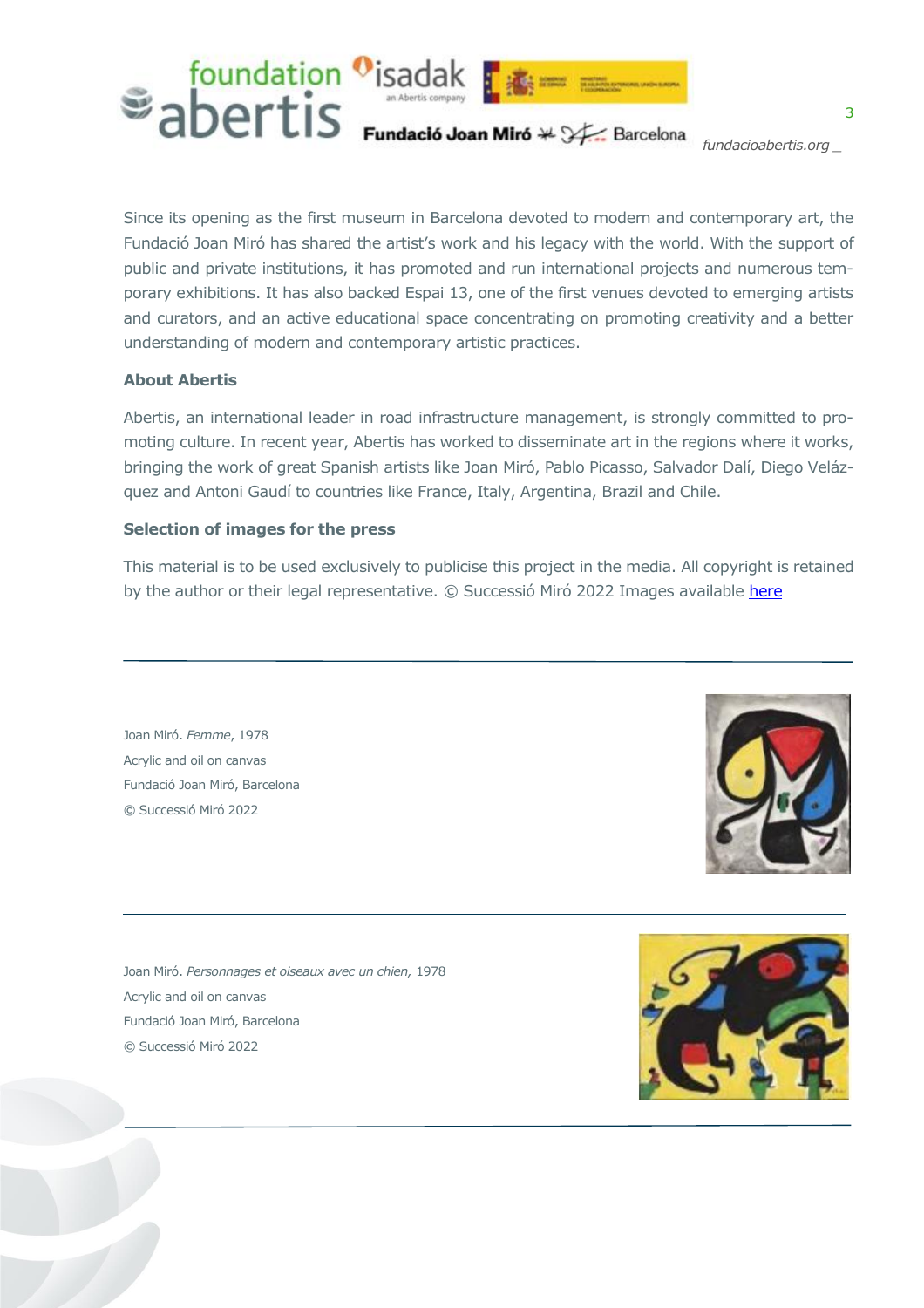Since its opening as the first museum in Barcelona devoted to modern and contemporary art, the Fundació Joan Miró has shared the artist's work and his legacy with the world. With the support of public and private institutions, it has promoted and run international projects and numerous temporary exhibitions. It has also backed Espai 13, one of the first venues devoted to emerging artists and curators, and an active educational space concentrating on promoting creativity and a better understanding of modern and contemporary artistic practices.

**About Abertis**

Abertis, an international leader in road infrastructure management, is strongly committed to promoting culture. In recent year, Abertis has worked to disseminate art in the regions where it works, bringing the work of great Spanish artists like Joan Miró, Pablo Picasso, Salvador Dalí, Diego Velázquez and Antoni Gaudí to countries like France, Italy, Argentina, Brazil and Chile.

**Selection of images for the press**

This material is to be used exclusively to publicise this project in the media. All copyright is retained by the author or their legal representative. © Successió Miró 2022 Images available [here]()

---

Joan Miró. *Femme*, 1978
Acrylic and oil on canvas
Fundació Joan Miró, Barcelona
© Successió Miró 2022

---

Joan Miró. *Personnages et oiseaux avec un chien,* 1978
Acrylic and oil on canvas
Fundació Joan Miró, Barcelona
© Successió Miró 2022

---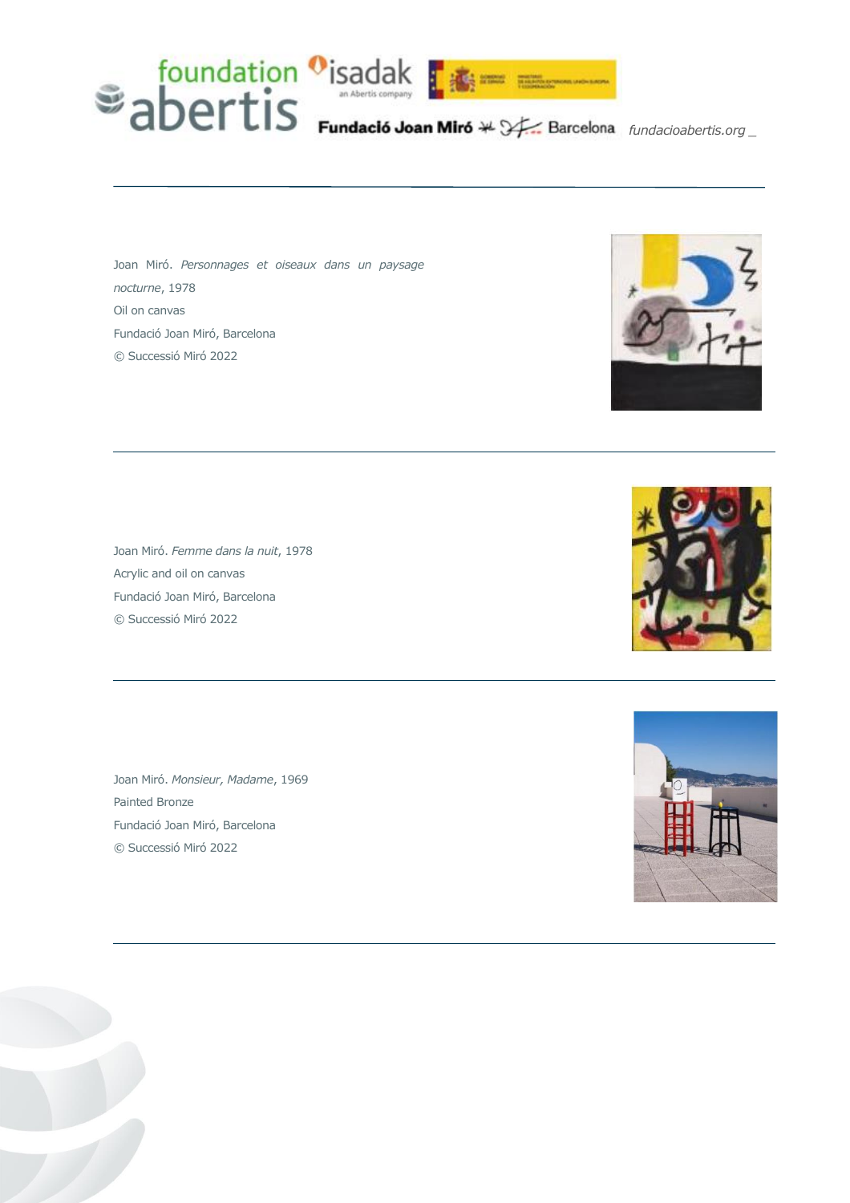Joan Miró. *Personnages et oiseaux dans un paysage nocturne*, 1978

Oil on canvas

Fundació Joan Miró, Barcelona

© Successió Miró 2022

---

Joan Miró. *Femme dans la nuit*, 1978

Acrylic and oil on canvas

Fundació Joan Miró, Barcelona

© Successió Miró 2022

---

Joan Miró. *Monsieur, Madame*, 1969

Painted Bronze

Fundació Joan Miró, Barcelona

© Successió Miró 2022

---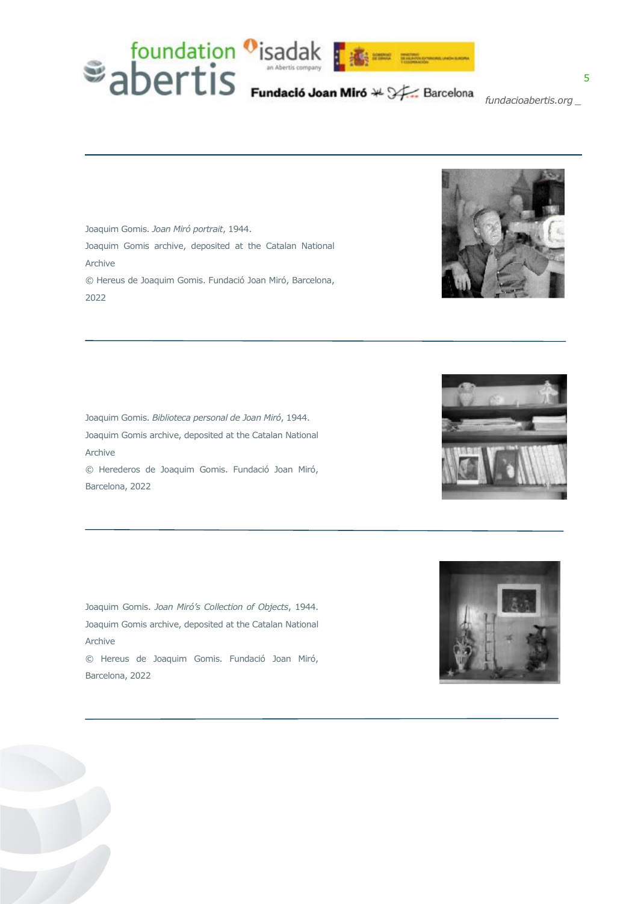Joaquim Gomis. *Joan Miró portrait*, 1944.
Joaquim Gomis archive, deposited at the Catalan National Archive
© Hereus de Joaquim Gomis. Fundació Joan Miró, Barcelona, 2022

---

Joaquim Gomis. *Biblioteca personal de Joan Miró*, 1944.
Joaquim Gomis archive, deposited at the Catalan National Archive
© Herederos de Joaquim Gomis. Fundació Joan Miró, Barcelona, 2022

---

Joaquim Gomis. *Joan Miró's Collection of Objects*, 1944.
Joaquim Gomis archive, deposited at the Catalan National Archive
© Hereus de Joaquim Gomis. Fundació Joan Miró, Barcelona, 2022

---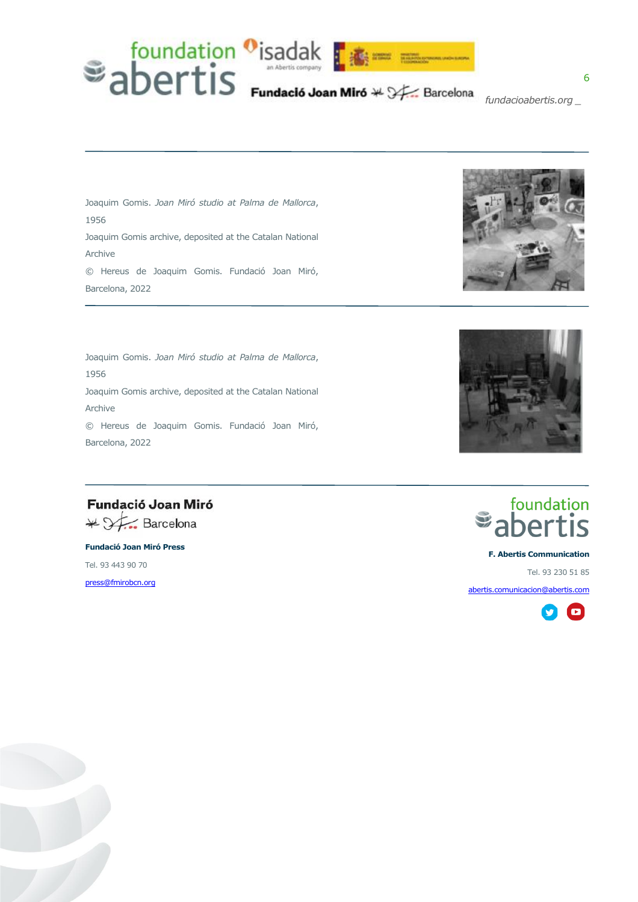Joaquim Gomis. *Joan Miró studio at Palma de Mallorca*, 1956
Joaquim Gomis archive, deposited at the Catalan National Archive
© Hereus de Joaquim Gomis. Fundació Joan Miró, Barcelona, 2022

Joaquim Gomis. *Joan Miró studio at Palma de Mallorca*, 1956
Joaquim Gomis archive, deposited at the Catalan National Archive
© Hereus de Joaquim Gomis. Fundació Joan Miró, Barcelona, 2022

**Fundació Joan Miró Press**

Tel. 93 443 90 70

press@fmirobcn.org

**F. Abertis Communication**

Tel. 93 230 51 85

abertis.comunicacion@abertis.com